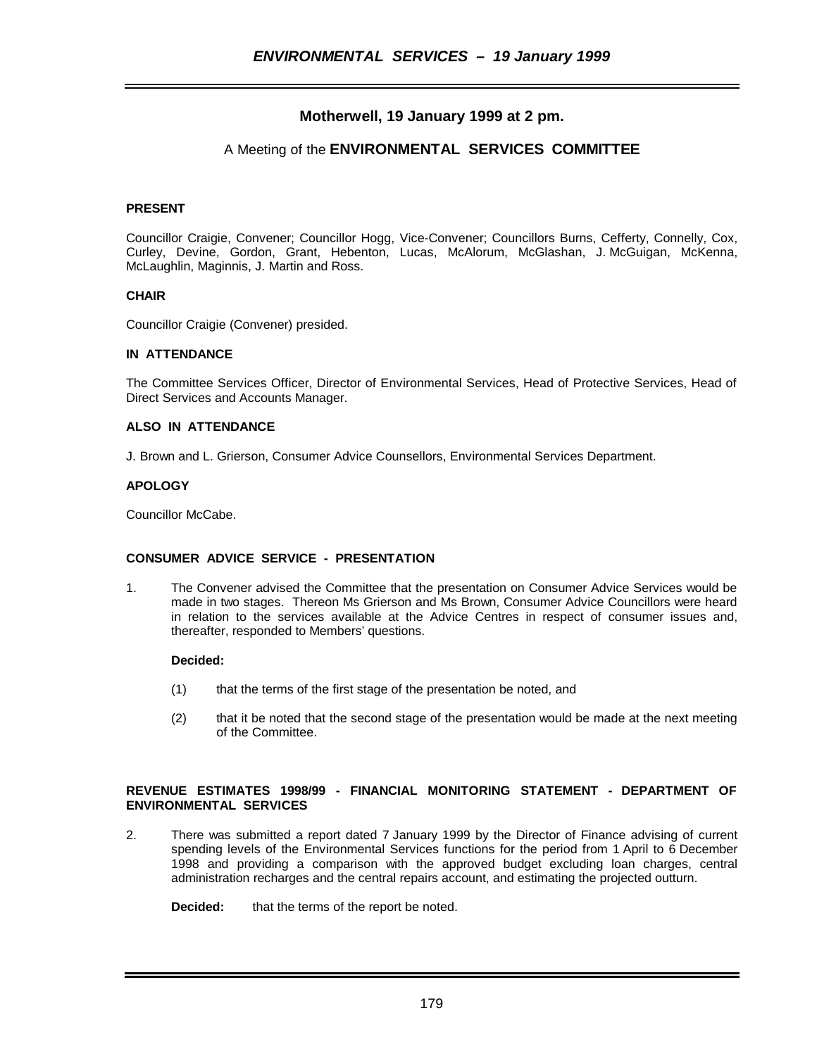# Motherwell, 19 January 1999 at 2 pm.

## A Meeting of the **ENVIRONMENTAL SERVICES COMMITTEE**

**PRESENT**

Councillor Craigie, Convener; Councillor Hogg, Vice-Convener; Councillors Burns, Cefferty, Connelly, Cox, Curley, Devine, Gordon, Grant, Hebenton, Lucas, McAlorum, McGlashan, J. McGuigan, McKenna, McLaughlin, Maginnis, J. Martin and Ross.

**CHAIR**

Councillor Craigie (Convener) presided.

**IN ATTENDANCE**

The Committee Services Officer, Director of Environmental Services, Head of Protective Services, Head of Direct Services and Accounts Manager.

**ALSO IN ATTENDANCE**

J. Brown and L. Grierson, Consumer Advice Counsellors, Environmental Services Department.

**APOLOGY**

Councillor McCabe.

**CONSUMER ADVICE SERVICE - PRESENTATION**

1. The Convener advised the Committee that the presentation on Consumer Advice Services would be made in two stages. Thereon Ms Grierson and Ms Brown, Consumer Advice Councillors were heard in relation to the services available at the Advice Centres in respect of consumer issues and, thereafter, responded to Members' questions.

   **Decided:**

   (1) that the terms of the first stage of the presentation be noted, and

   (2) that it be noted that the second stage of the presentation would be made at the next meeting of the Committee.

**REVENUE ESTIMATES 1998/99 - FINANCIAL MONITORING STATEMENT - DEPARTMENT OF ENVIRONMENTAL SERVICES**

2. There was submitted a report dated 7 January 1999 by the Director of Finance advising of current spending levels of the Environmental Services functions for the period from 1 April to 6 December 1998 and providing a comparison with the approved budget excluding loan charges, central administration recharges and the central repairs account, and estimating the projected outturn.

   **Decided:** that the terms of the report be noted.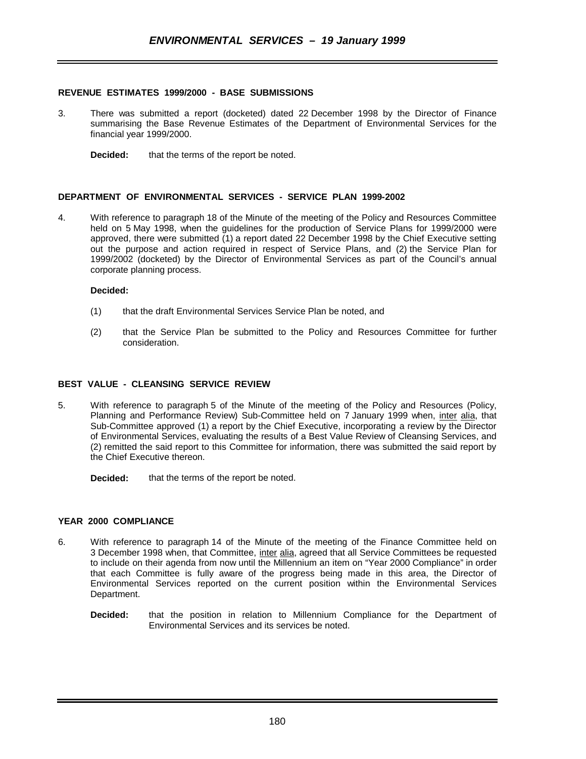## REVENUE ESTIMATES 1999/2000 - BASE SUBMISSIONS

3. There was submitted a report (docketed) dated 22 December 1998 by the Director of Finance summarising the Base Revenue Estimates of the Department of Environmental Services for the financial year 1999/2000.

   **Decided:** that the terms of the report be noted.

## DEPARTMENT OF ENVIRONMENTAL SERVICES - SERVICE PLAN 1999-2002

4. With reference to paragraph 18 of the Minute of the meeting of the Policy and Resources Committee held on 5 May 1998, when the guidelines for the production of Service Plans for 1999/2000 were approved, there were submitted (1) a report dated 22 December 1998 by the Chief Executive setting out the purpose and action required in respect of Service Plans, and (2) the Service Plan for 1999/2002 (docketed) by the Director of Environmental Services as part of the Council's annual corporate planning process.

   **Decided:**

   (1) that the draft Environmental Services Service Plan be noted, and

   (2) that the Service Plan be submitted to the Policy and Resources Committee for further consideration.

## BEST VALUE - CLEANSING SERVICE REVIEW

5. With reference to paragraph 5 of the Minute of the meeting of the Policy and Resources (Policy, Planning and Performance Review) Sub-Committee held on 7 January 1999 when, inter alia, that Sub-Committee approved (1) a report by the Chief Executive, incorporating a review by the Director of Environmental Services, evaluating the results of a Best Value Review of Cleansing Services, and (2) remitted the said report to this Committee for information, there was submitted the said report by the Chief Executive thereon.

   **Decided:** that the terms of the report be noted.

## YEAR 2000 COMPLIANCE

6. With reference to paragraph 14 of the Minute of the meeting of the Finance Committee held on 3 December 1998 when, that Committee, inter alia, agreed that all Service Committees be requested to include on their agenda from now until the Millennium an item on "Year 2000 Compliance" in order that each Committee is fully aware of the progress being made in this area, the Director of Environmental Services reported on the current position within the Environmental Services Department.

   **Decided:** that the position in relation to Millennium Compliance for the Department of Environmental Services and its services be noted.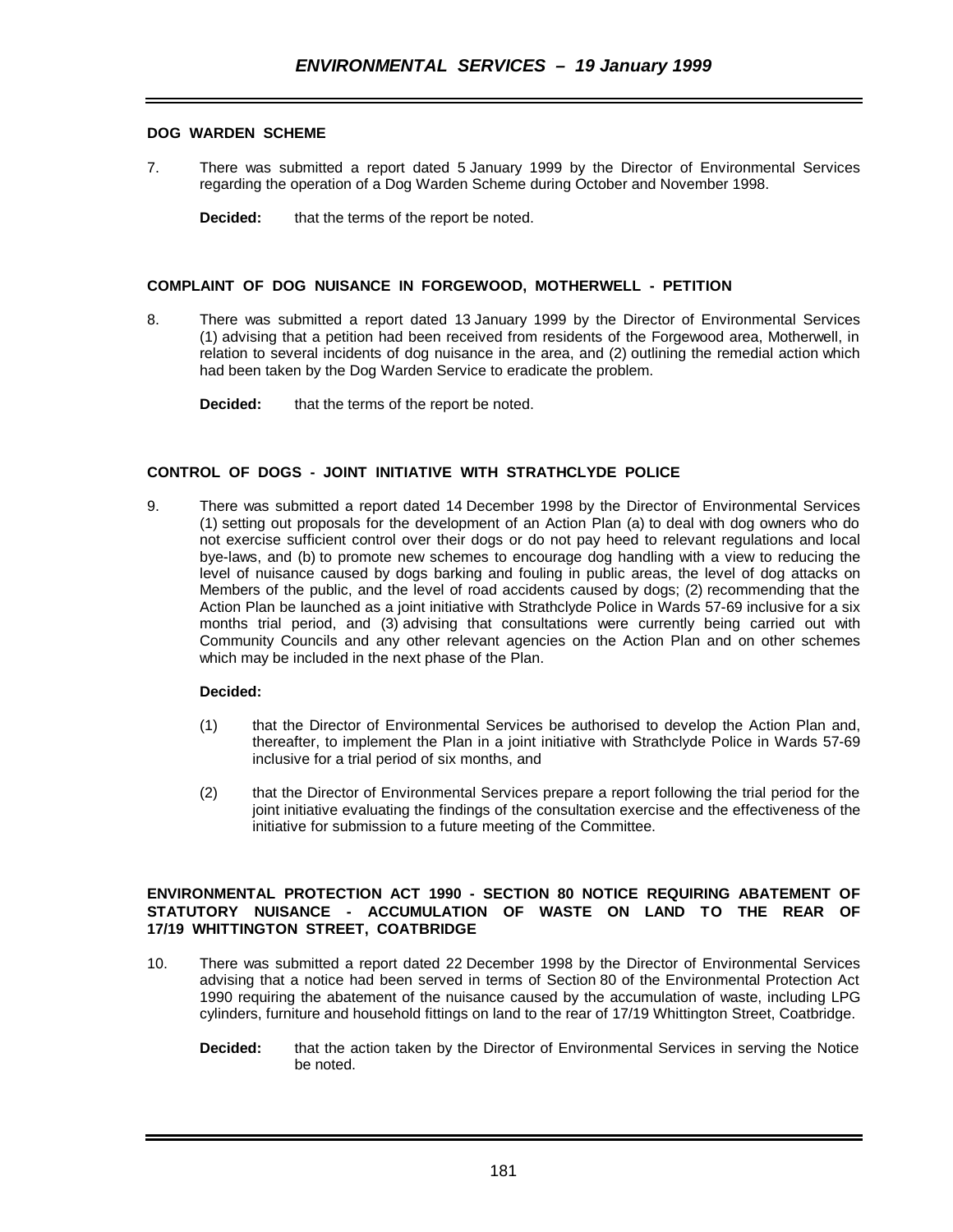### DOG WARDEN SCHEME

7. There was submitted a report dated 5 January 1999 by the Director of Environmental Services regarding the operation of a Dog Warden Scheme during October and November 1998.

   **Decided:** that the terms of the report be noted.

### COMPLAINT OF DOG NUISANCE IN FORGEWOOD, MOTHERWELL - PETITION

8. There was submitted a report dated 13 January 1999 by the Director of Environmental Services (1) advising that a petition had been received from residents of the Forgewood area, Motherwell, in relation to several incidents of dog nuisance in the area, and (2) outlining the remedial action which had been taken by the Dog Warden Service to eradicate the problem.

   **Decided:** that the terms of the report be noted.

### CONTROL OF DOGS - JOINT INITIATIVE WITH STRATHCLYDE POLICE

9. There was submitted a report dated 14 December 1998 by the Director of Environmental Services (1) setting out proposals for the development of an Action Plan (a) to deal with dog owners who do not exercise sufficient control over their dogs or do not pay heed to relevant regulations and local bye-laws, and (b) to promote new schemes to encourage dog handling with a view to reducing the level of nuisance caused by dogs barking and fouling in public areas, the level of dog attacks on Members of the public, and the level of road accidents caused by dogs; (2) recommending that the Action Plan be launched as a joint initiative with Strathclyde Police in Wards 57-69 inclusive for a six months trial period, and (3) advising that consultations were currently being carried out with Community Councils and any other relevant agencies on the Action Plan and on other schemes which may be included in the next phase of the Plan.

   **Decided:**

   (1) that the Director of Environmental Services be authorised to develop the Action Plan and, thereafter, to implement the Plan in a joint initiative with Strathclyde Police in Wards 57-69 inclusive for a trial period of six months, and

   (2) that the Director of Environmental Services prepare a report following the trial period for the joint initiative evaluating the findings of the consultation exercise and the effectiveness of the initiative for submission to a future meeting of the Committee.

### ENVIRONMENTAL PROTECTION ACT 1990 - SECTION 80 NOTICE REQUIRING ABATEMENT OF STATUTORY NUISANCE - ACCUMULATION OF WASTE ON LAND TO THE REAR OF 17/19 WHITTINGTON STREET, COATBRIDGE

10. There was submitted a report dated 22 December 1998 by the Director of Environmental Services advising that a notice had been served in terms of Section 80 of the Environmental Protection Act 1990 requiring the abatement of the nuisance caused by the accumulation of waste, including LPG cylinders, furniture and household fittings on land to the rear of 17/19 Whittington Street, Coatbridge.

    **Decided:** that the action taken by the Director of Environmental Services in serving the Notice be noted.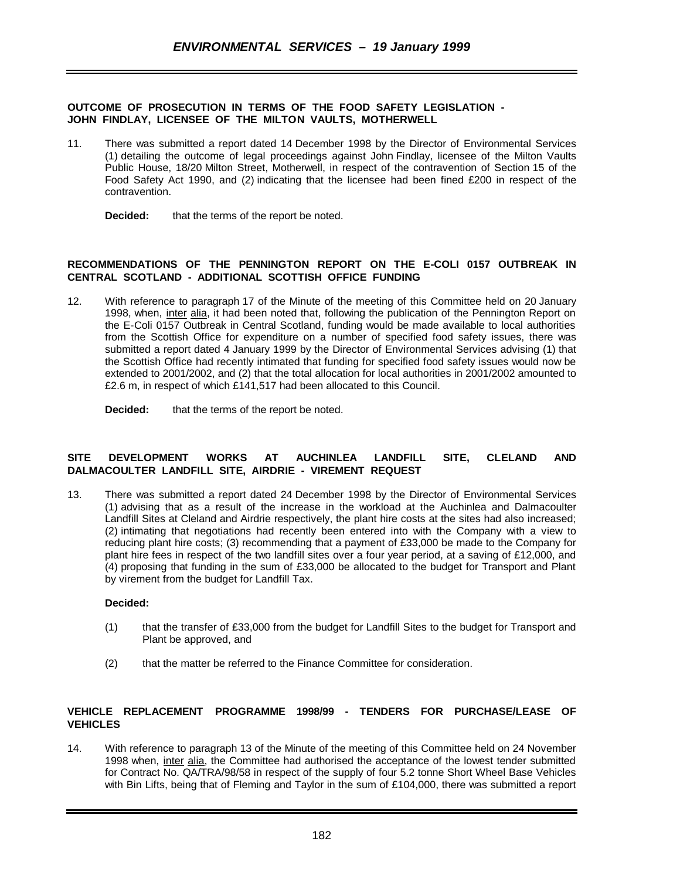**OUTCOME OF PROSECUTION IN TERMS OF THE FOOD SAFETY LEGISLATION - JOHN FINDLAY, LICENSEE OF THE MILTON VAULTS, MOTHERWELL**

11. There was submitted a report dated 14 December 1998 by the Director of Environmental Services (1) detailing the outcome of legal proceedings against John Findlay, licensee of the Milton Vaults Public House, 18/20 Milton Street, Motherwell, in respect of the contravention of Section 15 of the Food Safety Act 1990, and (2) indicating that the licensee had been fined £200 in respect of the contravention.

    **Decided:** that the terms of the report be noted.

**RECOMMENDATIONS OF THE PENNINGTON REPORT ON THE E-COLI 0157 OUTBREAK IN CENTRAL SCOTLAND - ADDITIONAL SCOTTISH OFFICE FUNDING**

12. With reference to paragraph 17 of the Minute of the meeting of this Committee held on 20 January 1998, when, inter alia, it had been noted that, following the publication of the Pennington Report on the E-Coli 0157 Outbreak in Central Scotland, funding would be made available to local authorities from the Scottish Office for expenditure on a number of specified food safety issues, there was submitted a report dated 4 January 1999 by the Director of Environmental Services advising (1) that the Scottish Office had recently intimated that funding for specified food safety issues would now be extended to 2001/2002, and (2) that the total allocation for local authorities in 2001/2002 amounted to £2.6 m, in respect of which £141,517 had been allocated to this Council.

    **Decided:** that the terms of the report be noted.

**SITE DEVELOPMENT WORKS AT AUCHINLEA LANDFILL SITE, CLELAND AND DALMACOULTER LANDFILL SITE, AIRDRIE - VIREMENT REQUEST**

13. There was submitted a report dated 24 December 1998 by the Director of Environmental Services (1) advising that as a result of the increase in the workload at the Auchinlea and Dalmacoulter Landfill Sites at Cleland and Airdrie respectively, the plant hire costs at the sites had also increased; (2) intimating that negotiations had recently been entered into with the Company with a view to reducing plant hire costs; (3) recommending that a payment of £33,000 be made to the Company for plant hire fees in respect of the two landfill sites over a four year period, at a saving of £12,000, and (4) proposing that funding in the sum of £33,000 be allocated to the budget for Transport and Plant by virement from the budget for Landfill Tax.

    **Decided:**

    (1) that the transfer of £33,000 from the budget for Landfill Sites to the budget for Transport and Plant be approved, and

    (2) that the matter be referred to the Finance Committee for consideration.

**VEHICLE REPLACEMENT PROGRAMME 1998/99 - TENDERS FOR PURCHASE/LEASE OF VEHICLES**

14. With reference to paragraph 13 of the Minute of the meeting of this Committee held on 24 November 1998 when, inter alia, the Committee had authorised the acceptance of the lowest tender submitted for Contract No. QA/TRA/98/58 in respect of the supply of four 5.2 tonne Short Wheel Base Vehicles with Bin Lifts, being that of Fleming and Taylor in the sum of £104,000, there was submitted a report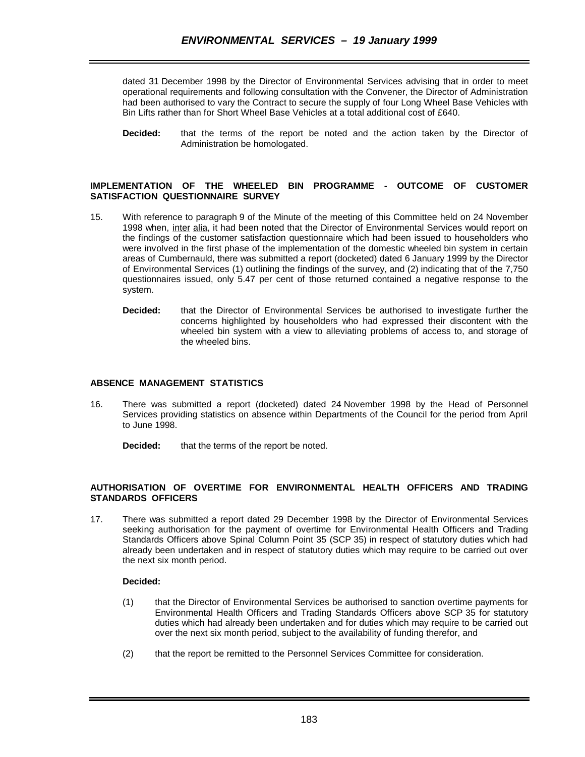dated 31 December 1998 by the Director of Environmental Services advising that in order to meet operational requirements and following consultation with the Convener, the Director of Administration had been authorised to vary the Contract to secure the supply of four Long Wheel Base Vehicles with Bin Lifts rather than for Short Wheel Base Vehicles at a total additional cost of £640.

**Decided:** that the terms of the report be noted and the action taken by the Director of Administration be homologated.

**IMPLEMENTATION OF THE WHEELED BIN PROGRAMME - OUTCOME OF CUSTOMER SATISFACTION QUESTIONNAIRE SURVEY**

15. With reference to paragraph 9 of the Minute of the meeting of this Committee held on 24 November 1998 when, inter alia, it had been noted that the Director of Environmental Services would report on the findings of the customer satisfaction questionnaire which had been issued to householders who were involved in the first phase of the implementation of the domestic wheeled bin system in certain areas of Cumbernauld, there was submitted a report (docketed) dated 6 January 1999 by the Director of Environmental Services (1) outlining the findings of the survey, and (2) indicating that of the 7,750 questionnaires issued, only 5.47 per cent of those returned contained a negative response to the system.

**Decided:** that the Director of Environmental Services be authorised to investigate further the concerns highlighted by householders who had expressed their discontent with the wheeled bin system with a view to alleviating problems of access to, and storage of the wheeled bins.

**ABSENCE MANAGEMENT STATISTICS**

16. There was submitted a report (docketed) dated 24 November 1998 by the Head of Personnel Services providing statistics on absence within Departments of the Council for the period from April to June 1998.

**Decided:** that the terms of the report be noted.

**AUTHORISATION OF OVERTIME FOR ENVIRONMENTAL HEALTH OFFICERS AND TRADING STANDARDS OFFICERS**

17. There was submitted a report dated 29 December 1998 by the Director of Environmental Services seeking authorisation for the payment of overtime for Environmental Health Officers and Trading Standards Officers above Spinal Column Point 35 (SCP 35) in respect of statutory duties which had already been undertaken and in respect of statutory duties which may require to be carried out over the next six month period.

**Decided:**

(1) that the Director of Environmental Services be authorised to sanction overtime payments for Environmental Health Officers and Trading Standards Officers above SCP 35 for statutory duties which had already been undertaken and for duties which may require to be carried out over the next six month period, subject to the availability of funding therefor, and

(2) that the report be remitted to the Personnel Services Committee for consideration.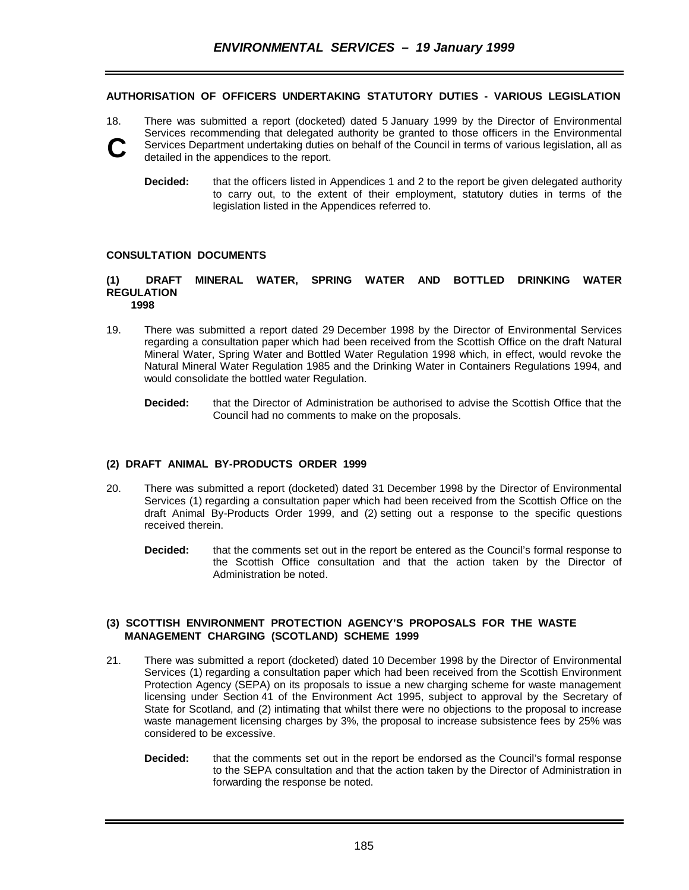**AUTHORISATION OF OFFICERS UNDERTAKING STATUTORY DUTIES - VARIOUS LEGISLATION**

18. There was submitted a report (docketed) dated 5 January 1999 by the Director of Environmental Services recommending that delegated authority be granted to those officers in the Environmental Services Department undertaking duties on behalf of the Council in terms of various legislation, all as detailed in the appendices to the report.

**C**

**Decided:** that the officers listed in Appendices 1 and 2 to the report be given delegated authority to carry out, to the extent of their employment, statutory duties in terms of the legislation listed in the Appendices referred to.

**CONSULTATION DOCUMENTS**

**(1) DRAFT MINERAL WATER, SPRING WATER AND BOTTLED DRINKING WATER REGULATION 1998**

19. There was submitted a report dated 29 December 1998 by the Director of Environmental Services regarding a consultation paper which had been received from the Scottish Office on the draft Natural Mineral Water, Spring Water and Bottled Water Regulation 1998 which, in effect, would revoke the Natural Mineral Water Regulation 1985 and the Drinking Water in Containers Regulations 1994, and would consolidate the bottled water Regulation.

**Decided:** that the Director of Administration be authorised to advise the Scottish Office that the Council had no comments to make on the proposals.

**(2) DRAFT ANIMAL BY-PRODUCTS ORDER 1999**

20. There was submitted a report (docketed) dated 31 December 1998 by the Director of Environmental Services (1) regarding a consultation paper which had been received from the Scottish Office on the draft Animal By-Products Order 1999, and (2) setting out a response to the specific questions received therein.

**Decided:** that the comments set out in the report be entered as the Council's formal response to the Scottish Office consultation and that the action taken by the Director of Administration be noted.

**(3) SCOTTISH ENVIRONMENT PROTECTION AGENCY'S PROPOSALS FOR THE WASTE MANAGEMENT CHARGING (SCOTLAND) SCHEME 1999**

21. There was submitted a report (docketed) dated 10 December 1998 by the Director of Environmental Services (1) regarding a consultation paper which had been received from the Scottish Environment Protection Agency (SEPA) on its proposals to issue a new charging scheme for waste management licensing under Section 41 of the Environment Act 1995, subject to approval by the Secretary of State for Scotland, and (2) intimating that whilst there were no objections to the proposal to increase waste management licensing charges by 3%, the proposal to increase subsistence fees by 25% was considered to be excessive.

**Decided:** that the comments set out in the report be endorsed as the Council's formal response to the SEPA consultation and that the action taken by the Director of Administration in forwarding the response be noted.